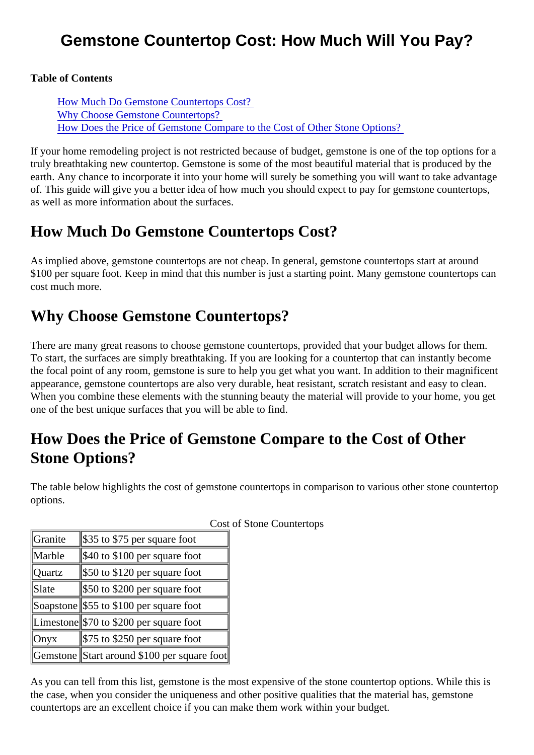# Gemstone Countertop Cost: How Much Will You Pay?

**Table of Contents**

- How Much Do Gemstone Countertops Cost?
- Why Choose Gemstone Countertops?
- How Does the Price of Gemstone Compare to the Cost of Other Stone Options?

If your home remodeling project is not restricted because of budget, gemstone is one of the top options for a truly breathtaking new countertop. Gemstone is some of the most beautiful material that is produced by the earth. Any chance to incorporate it into your home will surely be something you will want to take advantage of. This guide will give you a better idea of how much you should expect to pay for gemstone countertops, as well as more information about the surfaces.

## How Much Do Gemstone Countertops Cost?

As implied above, gemstone countertops are not cheap. In general, gemstone countertops start at around $100 per square foot. Keep in mind that this number is just a starting point. Many gemstone countertops can cost much more.

## Why Choose Gemstone Countertops?

There are many great reasons to choose gemstone countertops, provided that your budget allows for them. To start, the surfaces are simply breathtaking. If you are looking for a countertop that can instantly become the focal point of any room, gemstone is sure to help you get what you want. In addition to their magnificent appearance, gemstone countertops are also very durable, heat resistant, scratch resistant and easy to clean. When you combine these elements with the stunning beauty the material will provide to your home, you get one of the best unique surfaces that you will be able to find.

## How Does the Price of Gemstone Compare to the Cost of Other Stone Options?

The table below highlights the cost of gemstone countertops in comparison to various other stone countertop options.

Cost of Stone Countertops

| | |
|---|---|
| Granite | $35 to $75 per square foot |
| Marble | $40 to $100 per square foot |
| Quartz | $50 to $120 per square foot |
| Slate | $50 to $200 per square foot |
| Soapstone | $55 to $100 per square foot |
| Limestone | $70 to $200 per square foot |
| Onyx | $75 to $250 per square foot |
| Gemstone | Start around $100 per square foot |

As you can tell from this list, gemstone is the most expensive of the stone countertop options. While this is the case, when you consider the uniqueness and other positive qualities that the material has, gemstone countertops are an excellent choice if you can make them work within your budget.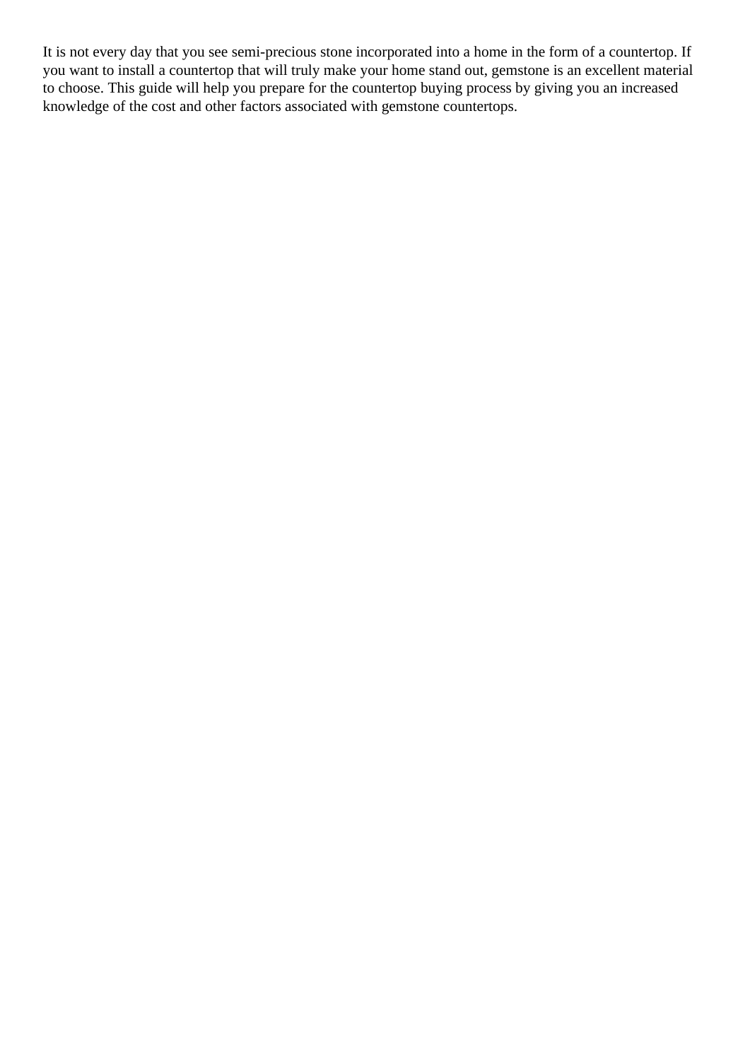It is not every day that you see semi-precious stone incorporated into a home in the form of a countertop. If you want to install a countertop that will truly make your home stand out, gemstone is an excellent material to choose. This guide will help you prepare for the countertop buying process by giving you an increased knowledge of the cost and other factors associated with gemstone countertops.